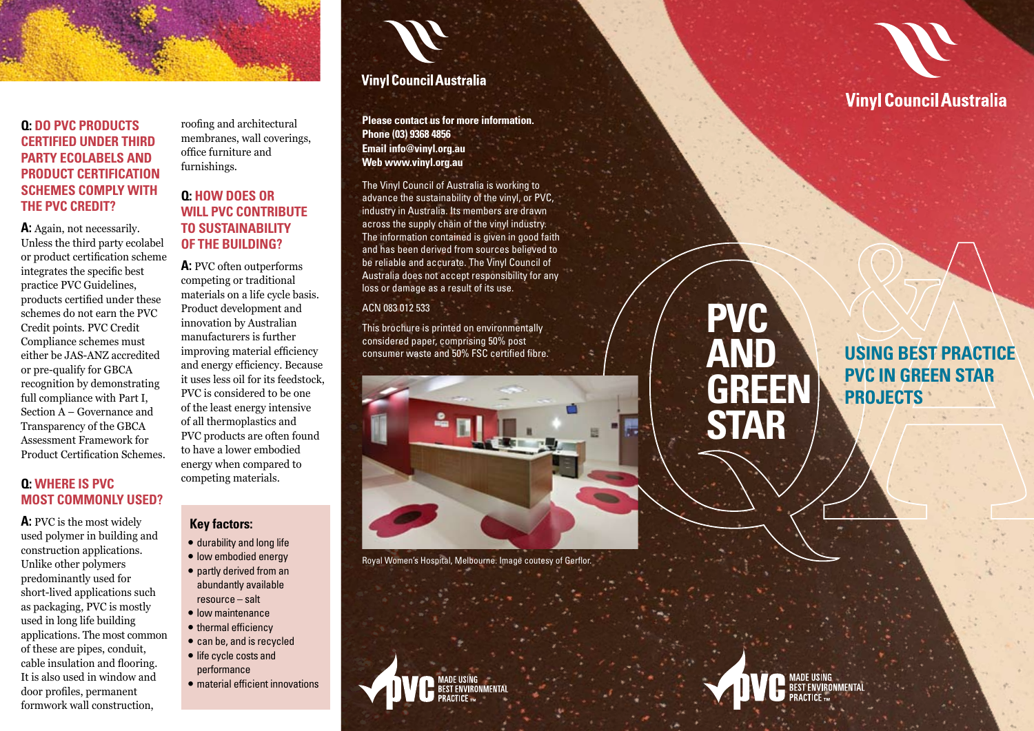**Q: DO PVC PRODUCTS CERTIFIED UNDER THIRD PARTY ECOLABELS AND PRODUCT CERTIFICATION SCHEMES COMPLY WITH THE PVC CREDIT?**

**A:** Again, not necessarily. Unless the third party ecolabel or product certification scheme integrates the specific best practice PVC Guidelines, products certified under these schemes do not earn the PVC Credit points. PVC Credit Compliance schemes must either be JAS-ANZ accredited or pre-qualify for GBCA recognition by demonstrating full compliance with Part I, Section A – Governance and Transparency of the GBCA Assessment Framework for Product Certification Schemes.

**Q: WHERE IS PVC MOST COMMONLY USED?**

**A:** PVC is the most widely used polymer in building and construction applications. Unlike other polymers predominantly used for short-lived applications such as packaging, PVC is mostly used in long life building applications. The most common of these are pipes, conduit, cable insulation and flooring. It is also used in window and door profiles, permanent formwork wall construction, roofing and architectural membranes, wall coverings, office furniture and furnishings.

**Q: HOW DOES OR WILL PVC CONTRIBUTE TO SUSTAINABILITY OF THE BUILDING?**

**A:** PVC often outperforms competing or traditional materials on a life cycle basis. Product development and innovation by Australian manufacturers is further improving material efficiency and energy efficiency. Because it uses less oil for its feedstock, PVC is considered to be one of the least energy intensive of all thermoplastics and PVC products are often found to have a lower embodied energy when compared to competing materials.

**Key factors:**

- durability and long life
- low embodied energy
- partly derived from an abundantly available resource – salt
- low maintenance
- thermal efficiency
- can be, and is recycled
- life cycle costs and performance
- material efficient innovations

**Vinyl Council Australia**

**Please contact us for more information.**
**Phone (03) 9368 4856**
**Email info@vinyl.org.au**
**Web www.vinyl.org.au**

The Vinyl Council of Australia is working to advance the sustainability of the vinyl, or PVC, industry in Australia. Its members are drawn across the supply chain of the vinyl industry. The information contained is given in good faith and has been derived from sources believed to be reliable and accurate. The Vinyl Council of Australia does not accept responsibility for any loss or damage as a result of its use.

ACN 083 012 533

This brochure is printed on environmentally considered paper, comprising 50% post consumer waste and 50% FSC certified fibre.

Royal Women's Hospital, Melbourne. Image coutesy of Gerflor.

PVC MADE USING BEST ENVIRONMENTAL PRACTICE ™

**Vinyl Council Australia**

# PVC AND GREEN STAR

## USING BEST PRACTICE PVC IN GREEN STAR PROJECTS

PVC MADE USING BEST ENVIRONMENTAL PRACTICE ™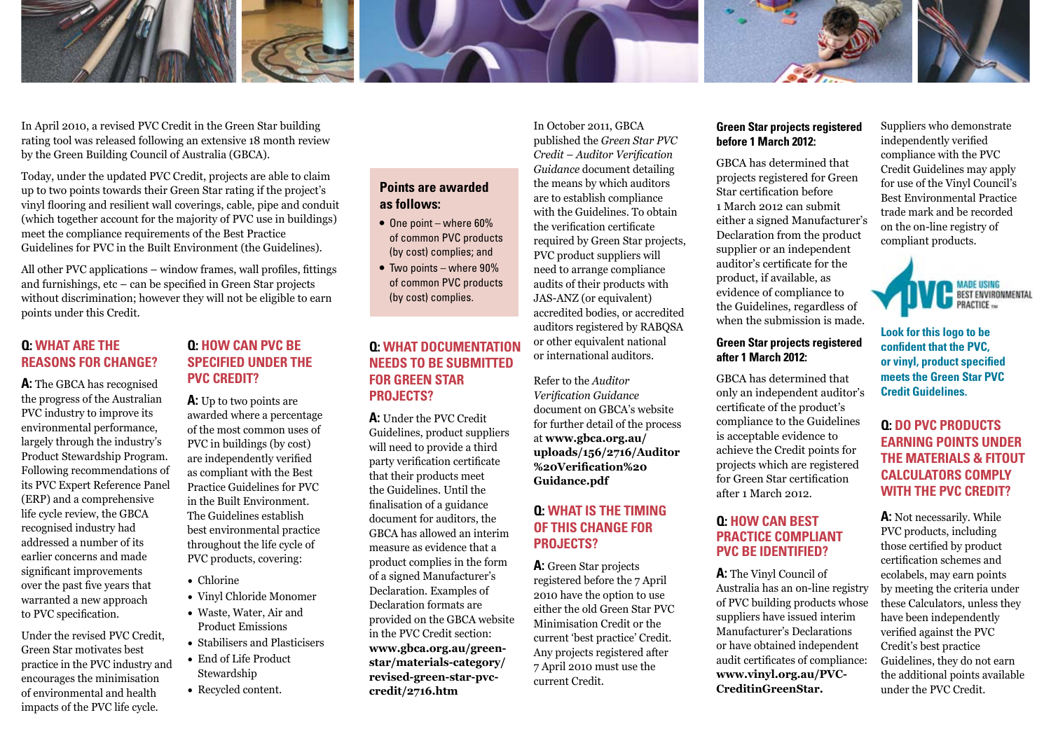In April 2010, a revised PVC Credit in the Green Star building rating tool was released following an extensive 18 month review by the Green Building Council of Australia (GBCA).

Today, under the updated PVC Credit, projects are able to claim up to two points towards their Green Star rating if the project's vinyl flooring and resilient wall coverings, cable, pipe and conduit (which together account for the majority of PVC use in buildings) meet the compliance requirements of the Best Practice Guidelines for PVC in the Built Environment (the Guidelines).

All other PVC applications – window frames, wall profiles, fittings and furnishings, etc – can be specified in Green Star projects without discrimination; however they will not be eligible to earn points under this Credit.

## Q: WHAT ARE THE REASONS FOR CHANGE?

**A:** The GBCA has recognised the progress of the Australian PVC industry to improve its environmental performance, largely through the industry's Product Stewardship Program. Following recommendations of its PVC Expert Reference Panel (ERP) and a comprehensive life cycle review, the GBCA recognised industry had addressed a number of its earlier concerns and made significant improvements over the past five years that warranted a new approach to PVC specification.

Under the revised PVC Credit, Green Star motivates best practice in the PVC industry and encourages the minimisation of environmental and health impacts of the PVC life cycle.

## Q: HOW CAN PVC BE SPECIFIED UNDER THE PVC CREDIT?

**A:** Up to two points are awarded where a percentage of the most common uses of PVC in buildings (by cost) are independently verified as compliant with the Best Practice Guidelines for PVC in the Built Environment. The Guidelines establish best environmental practice throughout the life cycle of PVC products, covering:

- Chlorine
- Vinyl Chloride Monomer
- Waste, Water, Air and Product Emissions
- Stabilisers and Plasticisers
- End of Life Product Stewardship
- Recycled content.

**Points are awarded as follows:**

- One point – where 60% of common PVC products (by cost) complies; and
- Two points – where 90% of common PVC products (by cost) complies.

## Q: WHAT DOCUMENTATION NEEDS TO BE SUBMITTED FOR GREEN STAR PROJECTS?

**A:** Under the PVC Credit Guidelines, product suppliers will need to provide a third party verification certificate that their products meet the Guidelines. Until the finalisation of a guidance document for auditors, the GBCA has allowed an interim measure as evidence that a product complies in the form of a signed Manufacturer's Declaration. Examples of Declaration formats are provided on the GBCA website in the PVC Credit section: **www.gbca.org.au/green-star/materials-category/revised-green-star-pvc-credit/2716.htm**

In October 2011, GBCA published the *Green Star PVC Credit – Auditor Verification Guidance* document detailing the means by which auditors are to establish compliance with the Guidelines. To obtain the verification certificate required by Green Star projects, PVC product suppliers will need to arrange compliance audits of their products with JAS-ANZ (or equivalent) accredited bodies, or accredited auditors registered by RABQSA or other equivalent national or international auditors.

Refer to the *Auditor Verification Guidance* document on GBCA's website for further detail of the process at **www.gbca.org.au/uploads/156/2716/Auditor%20Verification%20Guidance.pdf**

## Q: WHAT IS THE TIMING OF THIS CHANGE FOR PROJECTS?

**A:** Green Star projects registered before the 7 April 2010 have the option to use either the old Green Star PVC Minimisation Credit or the current 'best practice' Credit. Any projects registered after 7 April 2010 must use the current Credit.

**Green Star projects registered before 1 March 2012:**

GBCA has determined that projects registered for Green Star certification before 1 March 2012 can submit either a signed Manufacturer's Declaration from the product supplier or an independent auditor's certificate for the product, if available, as evidence of compliance to the Guidelines, regardless of when the submission is made.

**Green Star projects registered after 1 March 2012:**

GBCA has determined that only an independent auditor's certificate of the product's compliance to the Guidelines is acceptable evidence to achieve the Credit points for projects which are registered for Green Star certification after 1 March 2012.

## Q: HOW CAN BEST PRACTICE COMPLIANT PVC BE IDENTIFIED?

**A:** The Vinyl Council of Australia has an on-line registry of PVC building products whose suppliers have issued interim Manufacturer's Declarations or have obtained independent audit certificates of compliance: **www.vinyl.org.au/PVC-CreditinGreenStar.**

Suppliers who demonstrate independently verified compliance with the PVC Credit Guidelines may apply for use of the Vinyl Council's Best Environmental Practice trade mark and be recorded on the on-line registry of compliant products.

MADE USING BEST ENVIRONMENTAL PRACTICE™

**Look for this logo to be confident that the PVC, or vinyl, product specified meets the Green Star PVC Credit Guidelines.**

## Q: DO PVC PRODUCTS EARNING POINTS UNDER THE MATERIALS & FITOUT CALCULATORS COMPLY WITH THE PVC CREDIT?

**A:** Not necessarily. While PVC products, including those certified by product certification schemes and ecolabels, may earn points by meeting the criteria under these Calculators, unless they have been independently verified against the PVC Credit's best practice Guidelines, they do not earn the additional points available under the PVC Credit.